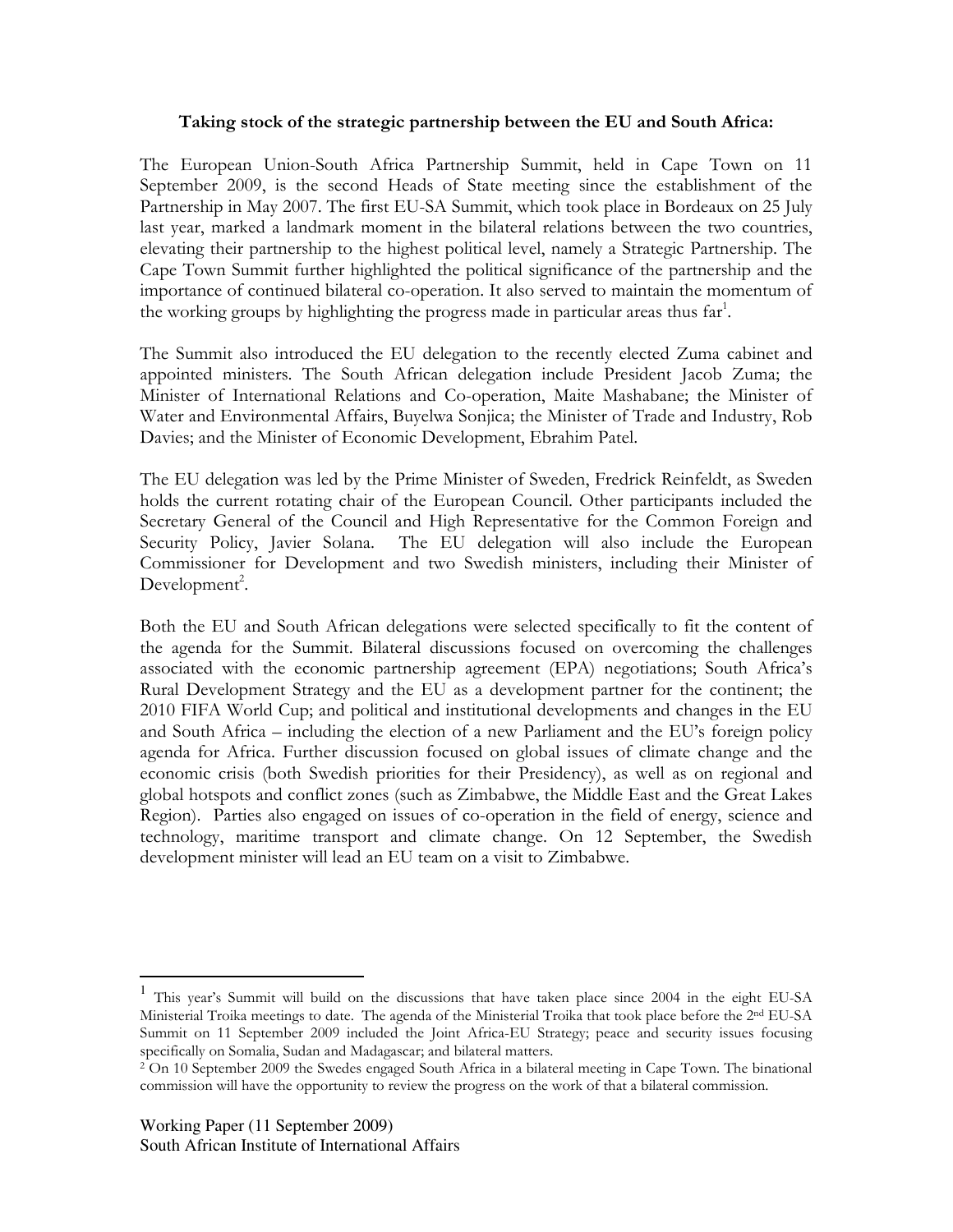**Taking stock of the strategic partnership between the EU and South Africa:**

The European Union-South Africa Partnership Summit, held in Cape Town on 11 September 2009, is the second Heads of State meeting since the establishment of the Partnership in May 2007. The first EU-SA Summit, which took place in Bordeaux on 25 July last year, marked a landmark moment in the bilateral relations between the two countries, elevating their partnership to the highest political level, namely a Strategic Partnership. The Cape Town Summit further highlighted the political significance of the partnership and the importance of continued bilateral co-operation. It also served to maintain the momentum of the working groups by highlighting the progress made in particular areas thus far[1].

The Summit also introduced the EU delegation to the recently elected Zuma cabinet and appointed ministers. The South African delegation include President Jacob Zuma; the Minister of International Relations and Co-operation, Maite Mashabane; the Minister of Water and Environmental Affairs, Buyelwa Sonjica; the Minister of Trade and Industry, Rob Davies; and the Minister of Economic Development, Ebrahim Patel.

The EU delegation was led by the Prime Minister of Sweden, Fredrick Reinfeldt, as Sweden holds the current rotating chair of the European Council. Other participants included the Secretary General of the Council and High Representative for the Common Foreign and Security Policy, Javier Solana. The EU delegation will also include the European Commissioner for Development and two Swedish ministers, including their Minister of Development[2].

Both the EU and South African delegations were selected specifically to fit the content of the agenda for the Summit. Bilateral discussions focused on overcoming the challenges associated with the economic partnership agreement (EPA) negotiations; South Africa's Rural Development Strategy and the EU as a development partner for the continent; the 2010 FIFA World Cup; and political and institutional developments and changes in the EU and South Africa – including the election of a new Parliament and the EU's foreign policy agenda for Africa. Further discussion focused on global issues of climate change and the economic crisis (both Swedish priorities for their Presidency), as well as on regional and global hotspots and conflict zones (such as Zimbabwe, the Middle East and the Great Lakes Region). Parties also engaged on issues of co-operation in the field of energy, science and technology, maritime transport and climate change. On 12 September, the Swedish development minister will lead an EU team on a visit to Zimbabwe.

---

[1] This year's Summit will build on the discussions that have taken place since 2004 in the eight EU-SA Ministerial Troika meetings to date. The agenda of the Ministerial Troika that took place before the 2nd EU-SA Summit on 11 September 2009 included the Joint Africa-EU Strategy; peace and security issues focusing specifically on Somalia, Sudan and Madagascar; and bilateral matters.

[2] On 10 September 2009 the Swedes engaged South Africa in a bilateral meeting in Cape Town. The binational commission will have the opportunity to review the progress on the work of that a bilateral commission.

Working Paper (11 September 2009)
South African Institute of International Affairs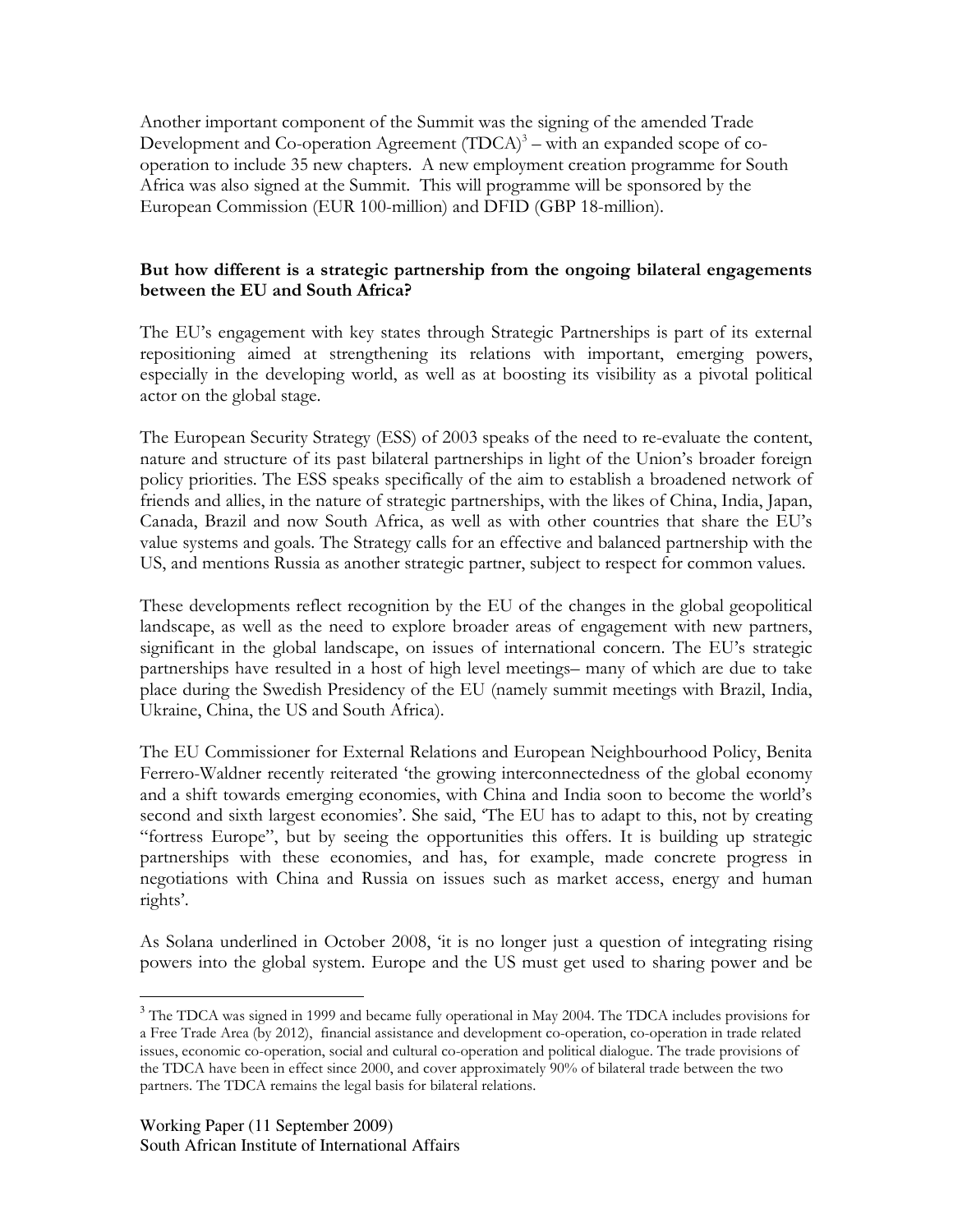Another important component of the Summit was the signing of the amended Trade Development and Co-operation Agreement (TDCA)[3] – with an expanded scope of co-operation to include 35 new chapters. A new employment creation programme for South Africa was also signed at the Summit. This will programme will be sponsored by the European Commission (EUR 100-million) and DFID (GBP 18-million).

**But how different is a strategic partnership from the ongoing bilateral engagements between the EU and South Africa?**

The EU's engagement with key states through Strategic Partnerships is part of its external repositioning aimed at strengthening its relations with important, emerging powers, especially in the developing world, as well as at boosting its visibility as a pivotal political actor on the global stage.

The European Security Strategy (ESS) of 2003 speaks of the need to re-evaluate the content, nature and structure of its past bilateral partnerships in light of the Union's broader foreign policy priorities. The ESS speaks specifically of the aim to establish a broadened network of friends and allies, in the nature of strategic partnerships, with the likes of China, India, Japan, Canada, Brazil and now South Africa, as well as with other countries that share the EU's value systems and goals. The Strategy calls for an effective and balanced partnership with the US, and mentions Russia as another strategic partner, subject to respect for common values.

These developments reflect recognition by the EU of the changes in the global geopolitical landscape, as well as the need to explore broader areas of engagement with new partners, significant in the global landscape, on issues of international concern. The EU's strategic partnerships have resulted in a host of high level meetings– many of which are due to take place during the Swedish Presidency of the EU (namely summit meetings with Brazil, India, Ukraine, China, the US and South Africa).

The EU Commissioner for External Relations and European Neighbourhood Policy, Benita Ferrero-Waldner recently reiterated 'the growing interconnectedness of the global economy and a shift towards emerging economies, with China and India soon to become the world's second and sixth largest economies'. She said, 'The EU has to adapt to this, not by creating "fortress Europe", but by seeing the opportunities this offers. It is building up strategic partnerships with these economies, and has, for example, made concrete progress in negotiations with China and Russia on issues such as market access, energy and human rights'.

As Solana underlined in October 2008, 'it is no longer just a question of integrating rising powers into the global system. Europe and the US must get used to sharing power and be

---

[3] The TDCA was signed in 1999 and became fully operational in May 2004. The TDCA includes provisions for a Free Trade Area (by 2012), financial assistance and development co-operation, co-operation in trade related issues, economic co-operation, social and cultural co-operation and political dialogue. The trade provisions of the TDCA have been in effect since 2000, and cover approximately 90% of bilateral trade between the two partners. The TDCA remains the legal basis for bilateral relations.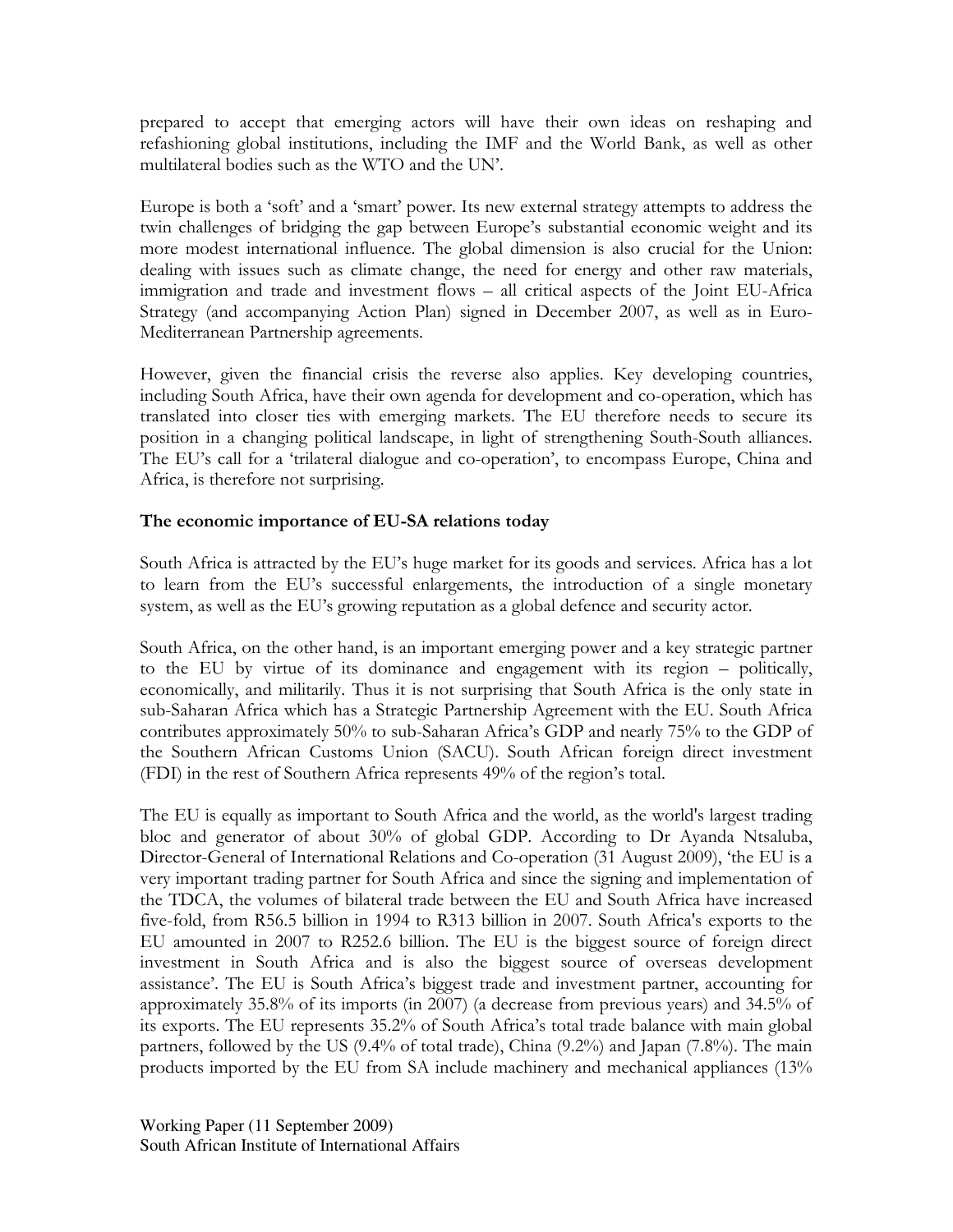prepared to accept that emerging actors will have their own ideas on reshaping and refashioning global institutions, including the IMF and the World Bank, as well as other multilateral bodies such as the WTO and the UN'.

Europe is both a 'soft' and a 'smart' power. Its new external strategy attempts to address the twin challenges of bridging the gap between Europe's substantial economic weight and its more modest international influence. The global dimension is also crucial for the Union: dealing with issues such as climate change, the need for energy and other raw materials, immigration and trade and investment flows – all critical aspects of the Joint EU-Africa Strategy (and accompanying Action Plan) signed in December 2007, as well as in Euro-Mediterranean Partnership agreements.

However, given the financial crisis the reverse also applies. Key developing countries, including South Africa, have their own agenda for development and co-operation, which has translated into closer ties with emerging markets. The EU therefore needs to secure its position in a changing political landscape, in light of strengthening South-South alliances. The EU's call for a 'trilateral dialogue and co-operation', to encompass Europe, China and Africa, is therefore not surprising.

**The economic importance of EU-SA relations today**

South Africa is attracted by the EU's huge market for its goods and services. Africa has a lot to learn from the EU's successful enlargements, the introduction of a single monetary system, as well as the EU's growing reputation as a global defence and security actor.

South Africa, on the other hand, is an important emerging power and a key strategic partner to the EU by virtue of its dominance and engagement with its region – politically, economically, and militarily. Thus it is not surprising that South Africa is the only state in sub-Saharan Africa which has a Strategic Partnership Agreement with the EU. South Africa contributes approximately 50% to sub-Saharan Africa's GDP and nearly 75% to the GDP of the Southern African Customs Union (SACU). South African foreign direct investment (FDI) in the rest of Southern Africa represents 49% of the region's total.

The EU is equally as important to South Africa and the world, as the world's largest trading bloc and generator of about 30% of global GDP. According to Dr Ayanda Ntsaluba, Director-General of International Relations and Co-operation (31 August 2009), 'the EU is a very important trading partner for South Africa and since the signing and implementation of the TDCA, the volumes of bilateral trade between the EU and South Africa have increased five-fold, from R56.5 billion in 1994 to R313 billion in 2007. South Africa's exports to the EU amounted in 2007 to R252.6 billion. The EU is the biggest source of foreign direct investment in South Africa and is also the biggest source of overseas development assistance'. The EU is South Africa's biggest trade and investment partner, accounting for approximately 35.8% of its imports (in 2007) (a decrease from previous years) and 34.5% of its exports. The EU represents 35.2% of South Africa's total trade balance with main global partners, followed by the US (9.4% of total trade), China (9.2%) and Japan (7.8%). The main products imported by the EU from SA include machinery and mechanical appliances (13%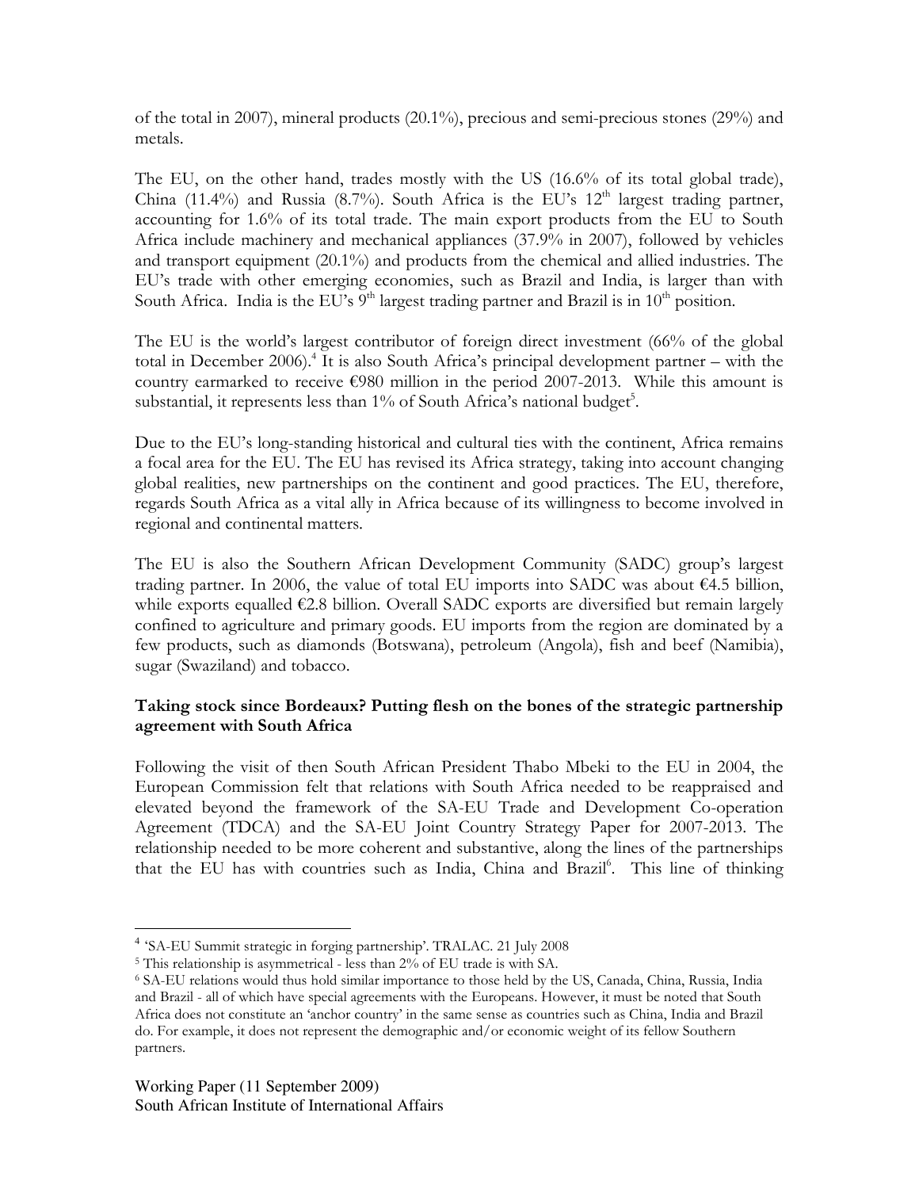of the total in 2007), mineral products (20.1%), precious and semi-precious stones (29%) and metals.

The EU, on the other hand, trades mostly with the US (16.6% of its total global trade), China (11.4%) and Russia (8.7%). South Africa is the EU's 12th largest trading partner, accounting for 1.6% of its total trade. The main export products from the EU to South Africa include machinery and mechanical appliances (37.9% in 2007), followed by vehicles and transport equipment (20.1%) and products from the chemical and allied industries. The EU's trade with other emerging economies, such as Brazil and India, is larger than with South Africa. India is the EU's 9th largest trading partner and Brazil is in 10th position.

The EU is the world's largest contributor of foreign direct investment (66% of the global total in December 2006).[4] It is also South Africa's principal development partner – with the country earmarked to receive €980 million in the period 2007-2013. While this amount is substantial, it represents less than 1% of South Africa's national budget[5].

Due to the EU's long-standing historical and cultural ties with the continent, Africa remains a focal area for the EU. The EU has revised its Africa strategy, taking into account changing global realities, new partnerships on the continent and good practices. The EU, therefore, regards South Africa as a vital ally in Africa because of its willingness to become involved in regional and continental matters.

The EU is also the Southern African Development Community (SADC) group's largest trading partner. In 2006, the value of total EU imports into SADC was about €4.5 billion, while exports equalled €2.8 billion. Overall SADC exports are diversified but remain largely confined to agriculture and primary goods. EU imports from the region are dominated by a few products, such as diamonds (Botswana), petroleum (Angola), fish and beef (Namibia), sugar (Swaziland) and tobacco.

**Taking stock since Bordeaux? Putting flesh on the bones of the strategic partnership agreement with South Africa**

Following the visit of then South African President Thabo Mbeki to the EU in 2004, the European Commission felt that relations with South Africa needed to be reappraised and elevated beyond the framework of the SA-EU Trade and Development Co-operation Agreement (TDCA) and the SA-EU Joint Country Strategy Paper for 2007-2013. The relationship needed to be more coherent and substantive, along the lines of the partnerships that the EU has with countries such as India, China and Brazil[6]. This line of thinking

---

[4] 'SA-EU Summit strategic in forging partnership'. TRALAC. 21 July 2008

[5] This relationship is asymmetrical - less than 2% of EU trade is with SA.

[6] SA-EU relations would thus hold similar importance to those held by the US, Canada, China, Russia, India and Brazil - all of which have special agreements with the Europeans. However, it must be noted that South Africa does not constitute an 'anchor country' in the same sense as countries such as China, India and Brazil do. For example, it does not represent the demographic and/or economic weight of its fellow Southern partners.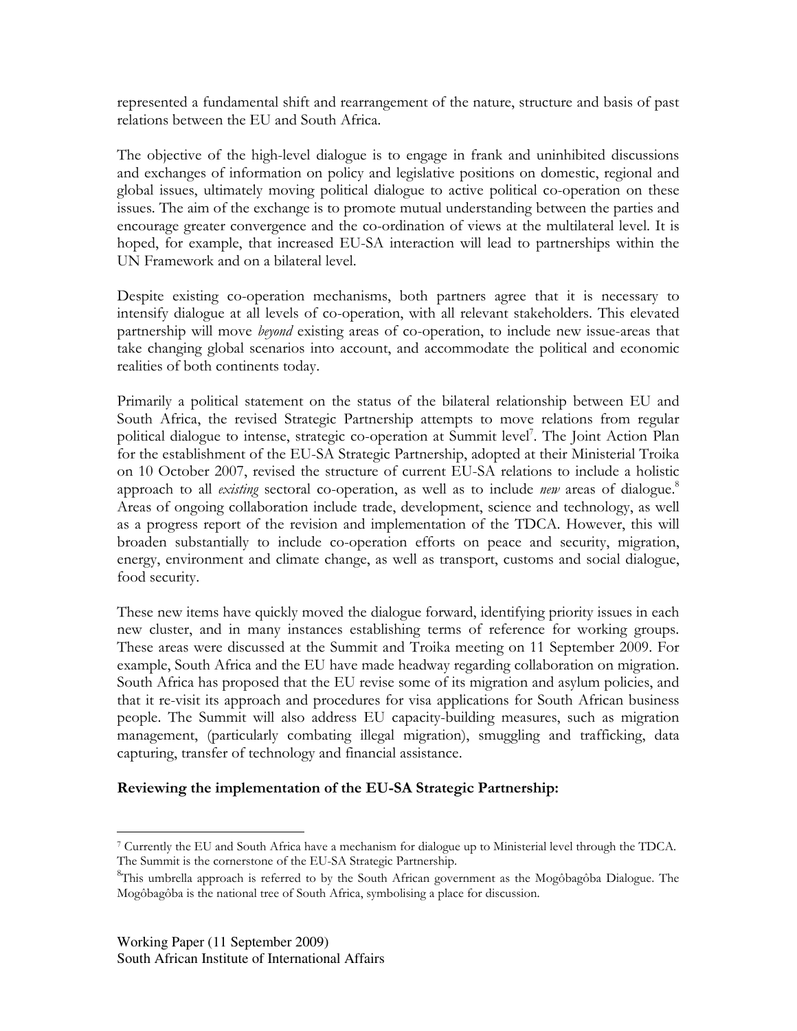represented a fundamental shift and rearrangement of the nature, structure and basis of past relations between the EU and South Africa.

The objective of the high-level dialogue is to engage in frank and uninhibited discussions and exchanges of information on policy and legislative positions on domestic, regional and global issues, ultimately moving political dialogue to active political co-operation on these issues. The aim of the exchange is to promote mutual understanding between the parties and encourage greater convergence and the co-ordination of views at the multilateral level. It is hoped, for example, that increased EU-SA interaction will lead to partnerships within the UN Framework and on a bilateral level.

Despite existing co-operation mechanisms, both partners agree that it is necessary to intensify dialogue at all levels of co-operation, with all relevant stakeholders. This elevated partnership will move *beyond* existing areas of co-operation, to include new issue-areas that take changing global scenarios into account, and accommodate the political and economic realities of both continents today.

Primarily a political statement on the status of the bilateral relationship between EU and South Africa, the revised Strategic Partnership attempts to move relations from regular political dialogue to intense, strategic co-operation at Summit level[7]. The Joint Action Plan for the establishment of the EU-SA Strategic Partnership, adopted at their Ministerial Troika on 10 October 2007, revised the structure of current EU-SA relations to include a holistic approach to all *existing* sectoral co-operation, as well as to include *new* areas of dialogue.[8] Areas of ongoing collaboration include trade, development, science and technology, as well as a progress report of the revision and implementation of the TDCA. However, this will broaden substantially to include co-operation efforts on peace and security, migration, energy, environment and climate change, as well as transport, customs and social dialogue, food security.

These new items have quickly moved the dialogue forward, identifying priority issues in each new cluster, and in many instances establishing terms of reference for working groups. These areas were discussed at the Summit and Troika meeting on 11 September 2009. For example, South Africa and the EU have made headway regarding collaboration on migration. South Africa has proposed that the EU revise some of its migration and asylum policies, and that it re-visit its approach and procedures for visa applications for South African business people. The Summit will also address EU capacity-building measures, such as migration management, (particularly combating illegal migration), smuggling and trafficking, data capturing, transfer of technology and financial assistance.

**Reviewing the implementation of the EU-SA Strategic Partnership:**

---

[7] Currently the EU and South Africa have a mechanism for dialogue up to Ministerial level through the TDCA. The Summit is the cornerstone of the EU-SA Strategic Partnership.

[8] This umbrella approach is referred to by the South African government as the Mogôbagôba Dialogue. The Mogôbagôba is the national tree of South Africa, symbolising a place for discussion.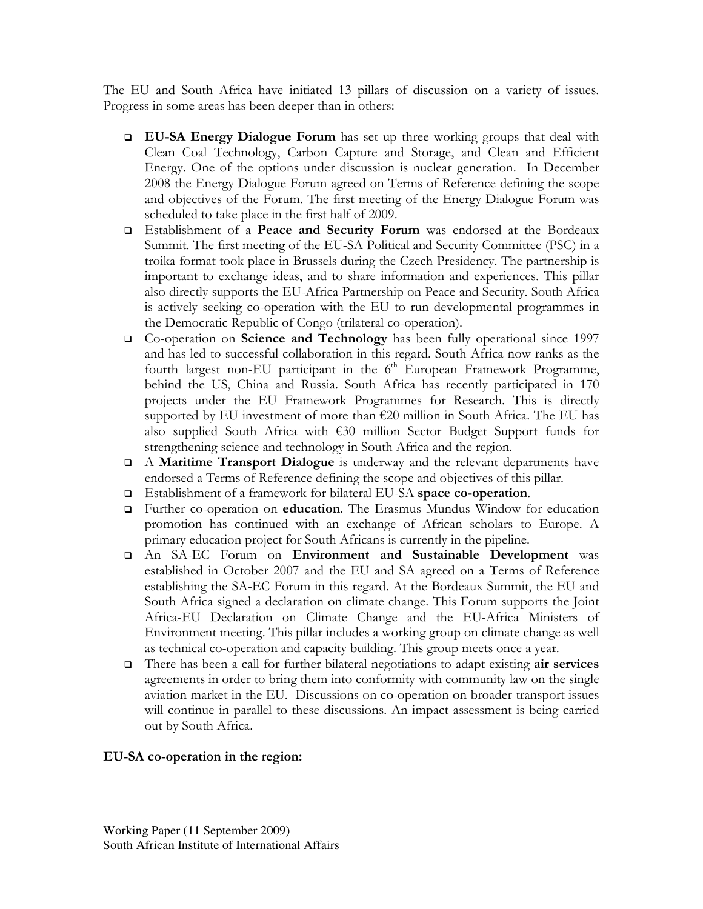The EU and South Africa have initiated 13 pillars of discussion on a variety of issues. Progress in some areas has been deeper than in others:

- **EU-SA Energy Dialogue Forum** has set up three working groups that deal with Clean Coal Technology, Carbon Capture and Storage, and Clean and Efficient Energy. One of the options under discussion is nuclear generation. In December 2008 the Energy Dialogue Forum agreed on Terms of Reference defining the scope and objectives of the Forum. The first meeting of the Energy Dialogue Forum was scheduled to take place in the first half of 2009.
- Establishment of a **Peace and Security Forum** was endorsed at the Bordeaux Summit. The first meeting of the EU-SA Political and Security Committee (PSC) in a troika format took place in Brussels during the Czech Presidency. The partnership is important to exchange ideas, and to share information and experiences. This pillar also directly supports the EU-Africa Partnership on Peace and Security. South Africa is actively seeking co-operation with the EU to run developmental programmes in the Democratic Republic of Congo (trilateral co-operation).
- Co-operation on **Science and Technology** has been fully operational since 1997 and has led to successful collaboration in this regard. South Africa now ranks as the fourth largest non-EU participant in the 6th European Framework Programme, behind the US, China and Russia. South Africa has recently participated in 170 projects under the EU Framework Programmes for Research. This is directly supported by EU investment of more than €20 million in South Africa. The EU has also supplied South Africa with €30 million Sector Budget Support funds for strengthening science and technology in South Africa and the region.
- A **Maritime Transport Dialogue** is underway and the relevant departments have endorsed a Terms of Reference defining the scope and objectives of this pillar.
- Establishment of a framework for bilateral EU-SA **space co-operation**.
- Further co-operation on **education**. The Erasmus Mundus Window for education promotion has continued with an exchange of African scholars to Europe. A primary education project for South Africans is currently in the pipeline.
- An SA-EC Forum on **Environment and Sustainable Development** was established in October 2007 and the EU and SA agreed on a Terms of Reference establishing the SA-EC Forum in this regard. At the Bordeaux Summit, the EU and South Africa signed a declaration on climate change. This Forum supports the Joint Africa-EU Declaration on Climate Change and the EU-Africa Ministers of Environment meeting. This pillar includes a working group on climate change as well as technical co-operation and capacity building. This group meets once a year.
- There has been a call for further bilateral negotiations to adapt existing **air services** agreements in order to bring them into conformity with community law on the single aviation market in the EU. Discussions on co-operation on broader transport issues will continue in parallel to these discussions. An impact assessment is being carried out by South Africa.

**EU-SA co-operation in the region:**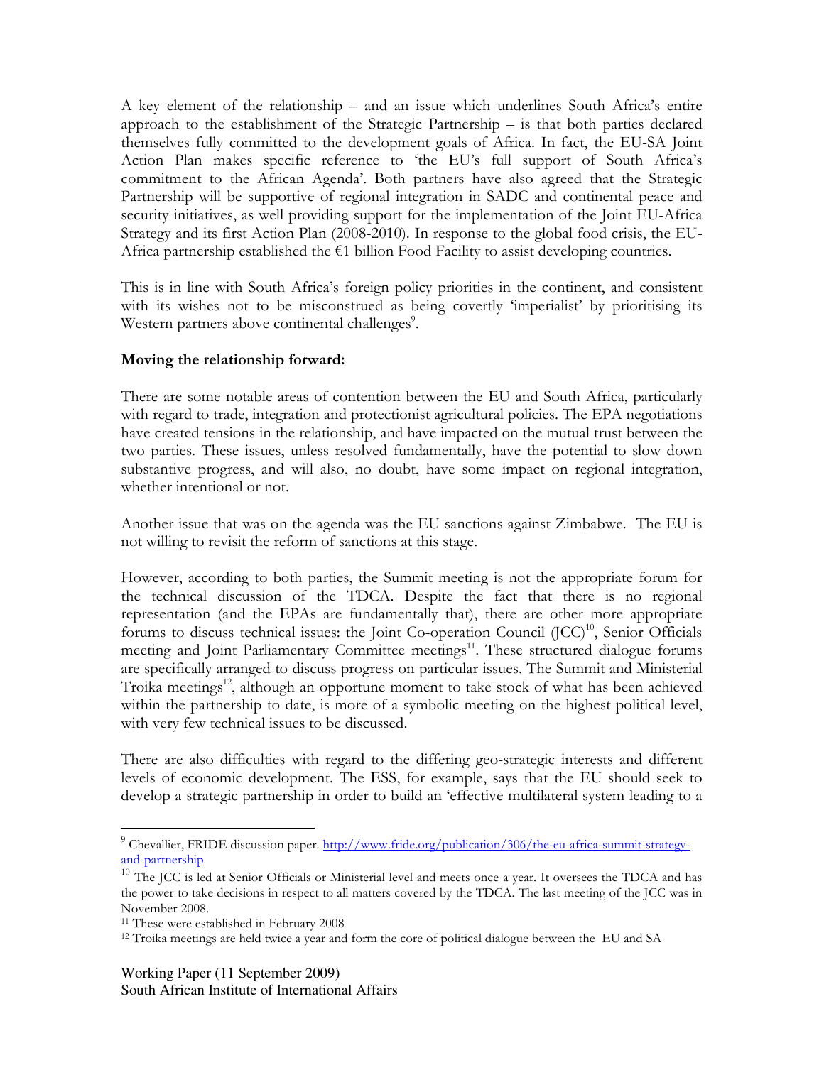A key element of the relationship – and an issue which underlines South Africa's entire approach to the establishment of the Strategic Partnership – is that both parties declared themselves fully committed to the development goals of Africa. In fact, the EU-SA Joint Action Plan makes specific reference to 'the EU's full support of South Africa's commitment to the African Agenda'. Both partners have also agreed that the Strategic Partnership will be supportive of regional integration in SADC and continental peace and security initiatives, as well providing support for the implementation of the Joint EU-Africa Strategy and its first Action Plan (2008-2010). In response to the global food crisis, the EU-Africa partnership established the €1 billion Food Facility to assist developing countries.

This is in line with South Africa's foreign policy priorities in the continent, and consistent with its wishes not to be misconstrued as being covertly 'imperialist' by prioritising its Western partners above continental challenges[9].

**Moving the relationship forward:**

There are some notable areas of contention between the EU and South Africa, particularly with regard to trade, integration and protectionist agricultural policies. The EPA negotiations have created tensions in the relationship, and have impacted on the mutual trust between the two parties. These issues, unless resolved fundamentally, have the potential to slow down substantive progress, and will also, no doubt, have some impact on regional integration, whether intentional or not.

Another issue that was on the agenda was the EU sanctions against Zimbabwe. The EU is not willing to revisit the reform of sanctions at this stage.

However, according to both parties, the Summit meeting is not the appropriate forum for the technical discussion of the TDCA. Despite the fact that there is no regional representation (and the EPAs are fundamentally that), there are other more appropriate forums to discuss technical issues: the Joint Co-operation Council (JCC)[10], Senior Officials meeting and Joint Parliamentary Committee meetings[11]. These structured dialogue forums are specifically arranged to discuss progress on particular issues. The Summit and Ministerial Troika meetings[12], although an opportune moment to take stock of what has been achieved within the partnership to date, is more of a symbolic meeting on the highest political level, with very few technical issues to be discussed.

There are also difficulties with regard to the differing geo-strategic interests and different levels of economic development. The ESS, for example, says that the EU should seek to develop a strategic partnership in order to build an 'effective multilateral system leading to a

---

[9] Chevallier, FRIDE discussion paper. http://www.fride.org/publication/306/the-eu-africa-summit-strategy-and-partnership

[10] The JCC is led at Senior Officials or Ministerial level and meets once a year. It oversees the TDCA and has the power to take decisions in respect to all matters covered by the TDCA. The last meeting of the JCC was in November 2008.

[11] These were established in February 2008

[12] Troika meetings are held twice a year and form the core of political dialogue between the EU and SA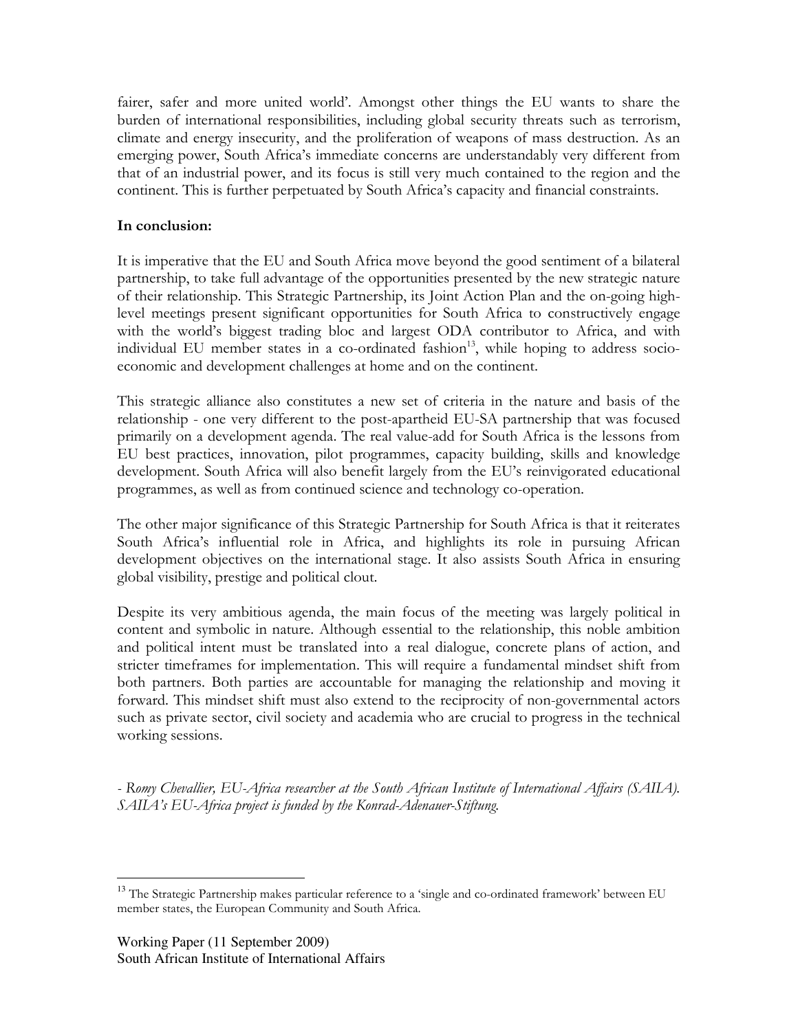fairer, safer and more united world'. Amongst other things the EU wants to share the burden of international responsibilities, including global security threats such as terrorism, climate and energy insecurity, and the proliferation of weapons of mass destruction. As an emerging power, South Africa's immediate concerns are understandably very different from that of an industrial power, and its focus is still very much contained to the region and the continent. This is further perpetuated by South Africa's capacity and financial constraints.

**In conclusion:**

It is imperative that the EU and South Africa move beyond the good sentiment of a bilateral partnership, to take full advantage of the opportunities presented by the new strategic nature of their relationship. This Strategic Partnership, its Joint Action Plan and the on-going high-level meetings present significant opportunities for South Africa to constructively engage with the world's biggest trading bloc and largest ODA contributor to Africa, and with individual EU member states in a co-ordinated fashion[13], while hoping to address socio-economic and development challenges at home and on the continent.

This strategic alliance also constitutes a new set of criteria in the nature and basis of the relationship - one very different to the post-apartheid EU-SA partnership that was focused primarily on a development agenda. The real value-add for South Africa is the lessons from EU best practices, innovation, pilot programmes, capacity building, skills and knowledge development. South Africa will also benefit largely from the EU's reinvigorated educational programmes, as well as from continued science and technology co-operation.

The other major significance of this Strategic Partnership for South Africa is that it reiterates South Africa's influential role in Africa, and highlights its role in pursuing African development objectives on the international stage. It also assists South Africa in ensuring global visibility, prestige and political clout.

Despite its very ambitious agenda, the main focus of the meeting was largely political in content and symbolic in nature. Although essential to the relationship, this noble ambition and political intent must be translated into a real dialogue, concrete plans of action, and stricter timeframes for implementation. This will require a fundamental mindset shift from both partners. Both parties are accountable for managing the relationship and moving it forward. This mindset shift must also extend to the reciprocity of non-governmental actors such as private sector, civil society and academia who are crucial to progress in the technical working sessions.

*- Romy Chevallier, EU-Africa researcher at the South African Institute of International Affairs (SAIIA). SAIIA's EU-Africa project is funded by the Konrad-Adenauer-Stiftung.*

[13] The Strategic Partnership makes particular reference to a 'single and co-ordinated framework' between EU member states, the European Community and South Africa.

Working Paper (11 September 2009)
South African Institute of International Affairs